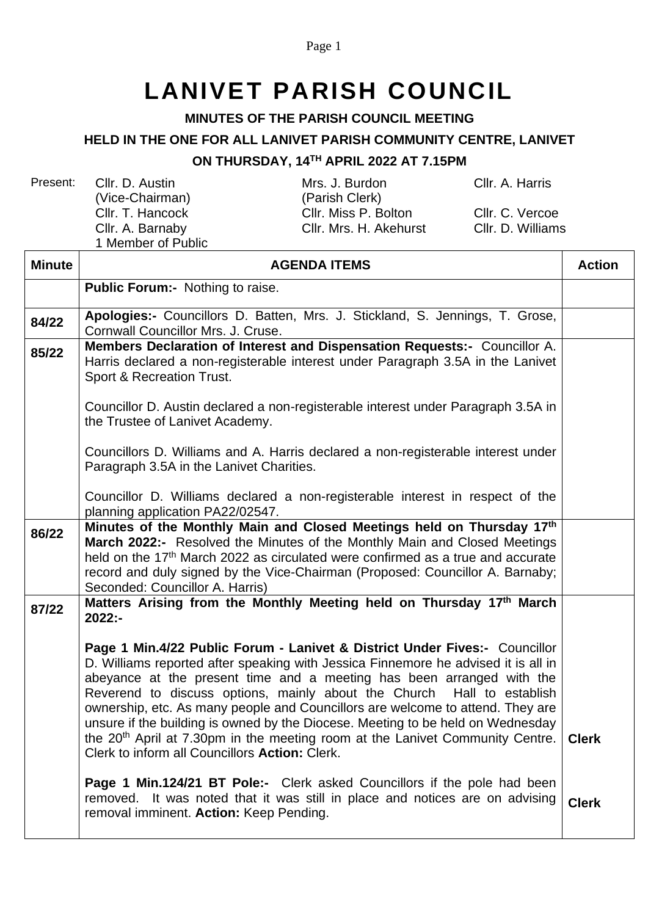# LANIVET PARISH COUNCIL

**MINUTES OF THE PARISH COUNCIL MEETING**

**HELD IN THE ONE FOR ALL LANIVET PARISH COMMUNITY CENTRE, LANIVET**

**ON THURSDAY, 14TH APRIL 2022 AT 7.15PM**

| Present: | | | |
|---|---|---|---|
| | Cllr. D. Austin (Vice-Chairman) | Mrs. J. Burdon (Parish Clerk) | Cllr. A. Harris |
| | Cllr. T. Hancock | Cllr. Miss P. Bolton | Cllr. C. Vercoe |
| | Cllr. A. Barnaby | Cllr. Mrs. H. Akehurst | Cllr. D. Williams |
| | 1 Member of Public | | |

| Minute | AGENDA ITEMS | Action |
|---|---|---|
| | **Public Forum:-** Nothing to raise. | |
| 84/22 | **Apologies:-** Councillors D. Batten, Mrs. J. Stickland, S. Jennings, T. Grose, Cornwall Councillor Mrs. J. Cruse. | |
| 85/22 | **Members Declaration of Interest and Dispensation Requests:-** Councillor A. Harris declared a non-registerable interest under Paragraph 3.5A in the Lanivet Sport & Recreation Trust.<br><br>Councillor D. Austin declared a non-registerable interest under Paragraph 3.5A in the Trustee of Lanivet Academy.<br><br>Councillors D. Williams and A. Harris declared a non-registerable interest under Paragraph 3.5A in the Lanivet Charities.<br><br>Councillor D. Williams declared a non-registerable interest in respect of the planning application PA22/02547. | |
| 86/22 | **Minutes of the Monthly Main and Closed Meetings held on Thursday 17th March 2022:-** Resolved the Minutes of the Monthly Main and Closed Meetings held on the 17th March 2022 as circulated were confirmed as a true and accurate record and duly signed by the Vice-Chairman (Proposed: Councillor A. Barnaby; Seconded: Councillor A. Harris) | |
| 87/22 | **Matters Arising from the Monthly Meeting held on Thursday 17th March 2022:-**<br><br>**Page 1 Min.4/22 Public Forum - Lanivet & District Under Fives:-** Councillor D. Williams reported after speaking with Jessica Finnemore he advised it is all in abeyance at the present time and a meeting has been arranged with the Reverend to discuss options, mainly about the Church Hall to establish ownership, etc. As many people and Councillors are welcome to attend. They are unsure if the building is owned by the Diocese. Meeting to be held on Wednesday the 20th April at 7.30pm in the meeting room at the Lanivet Community Centre. Clerk to inform all Councillors **Action:** Clerk.<br><br>**Page 1 Min.124/21 BT Pole:-** Clerk asked Councillors if the pole had been removed. It was noted that it was still in place and notices are on advising removal imminent. **Action:** Keep Pending. | **Clerk**<br><br>**Clerk** |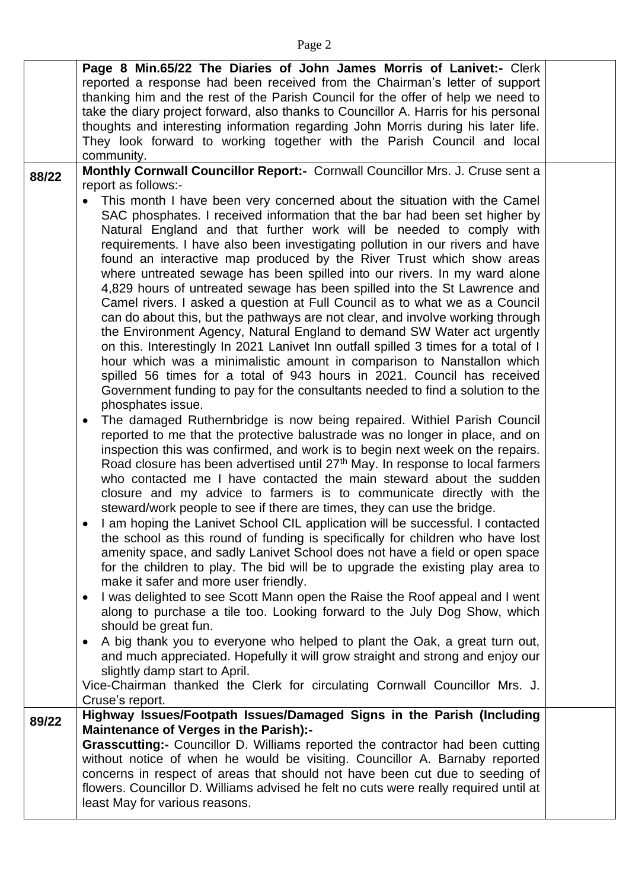| | | |
|---|---|---|
| | **Page 8 Min.65/22 The Diaries of John James Morris of Lanivet:-** Clerk reported a response had been received from the Chairman's letter of support thanking him and the rest of the Parish Council for the offer of help we need to take the diary project forward, also thanks to Councillor A. Harris for his personal thoughts and interesting information regarding John Morris during his later life. They look forward to working together with the Parish Council and local community. | |
| **88/22** | **Monthly Cornwall Councillor Report:-** Cornwall Councillor Mrs. J. Cruse sent a report as follows:-<br>• This month I have been very concerned about the situation with the Camel SAC phosphates. I received information that the bar had been set higher by Natural England and that further work will be needed to comply with requirements. I have also been investigating pollution in our rivers and have found an interactive map produced by the River Trust which show areas where untreated sewage has been spilled into our rivers. In my ward alone 4,829 hours of untreated sewage has been spilled into the St Lawrence and Camel rivers. I asked a question at Full Council as to what we as a Council can do about this, but the pathways are not clear, and involve working through the Environment Agency, Natural England to demand SW Water act urgently on this. Interestingly In 2021 Lanivet Inn outfall spilled 3 times for a total of I hour which was a minimalistic amount in comparison to Nanstallon which spilled 56 times for a total of 943 hours in 2021. Council has received Government funding to pay for the consultants needed to find a solution to the phosphates issue.<br>• The damaged Ruthernbridge is now being repaired. Withiel Parish Council reported to me that the protective balustrade was no longer in place, and on inspection this was confirmed, and work is to begin next week on the repairs. Road closure has been advertised until 27th May. In response to local farmers who contacted me I have contacted the main steward about the sudden closure and my advice to farmers is to communicate directly with the steward/work people to see if there are times, they can use the bridge.<br>• I am hoping the Lanivet School CIL application will be successful. I contacted the school as this round of funding is specifically for children who have lost amenity space, and sadly Lanivet School does not have a field or open space for the children to play. The bid will be to upgrade the existing play area to make it safer and more user friendly.<br>• I was delighted to see Scott Mann open the Raise the Roof appeal and I went along to purchase a tile too. Looking forward to the July Dog Show, which should be great fun.<br>• A big thank you to everyone who helped to plant the Oak, a great turn out, and much appreciated. Hopefully it will grow straight and strong and enjoy our slightly damp start to April.<br>Vice-Chairman thanked the Clerk for circulating Cornwall Councillor Mrs. J. Cruse's report. | |
| **89/22** | **Highway Issues/Footpath Issues/Damaged Signs in the Parish (Including Maintenance of Verges in the Parish):-**<br>**Grasscutting:-** Councillor D. Williams reported the contractor had been cutting without notice of when he would be visiting. Councillor A. Barnaby reported concerns in respect of areas that should not have been cut due to seeding of flowers. Councillor D. Williams advised he felt no cuts were really required until at least May for various reasons. | |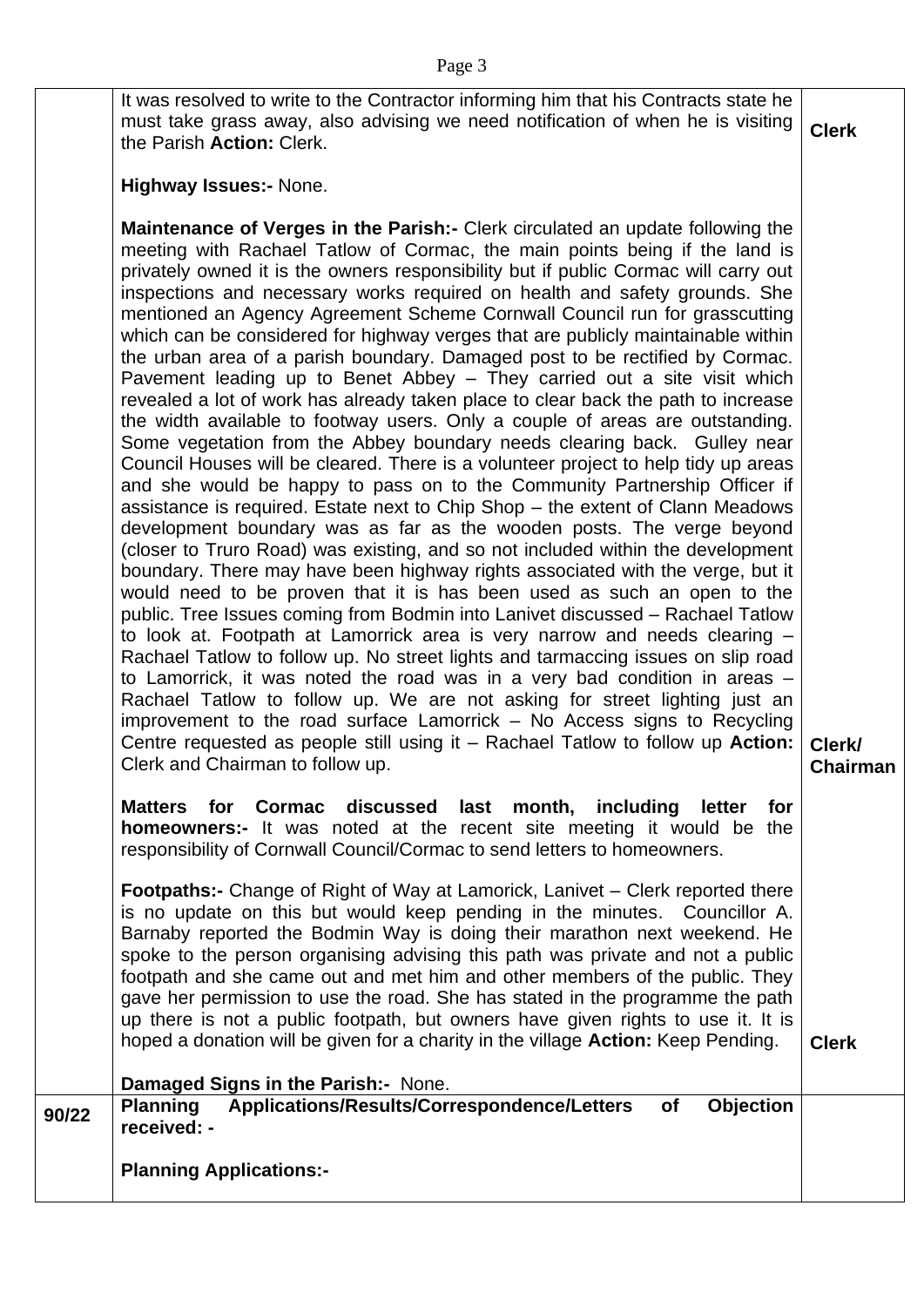| | | |
|---|---|---|
| | It was resolved to write to the Contractor informing him that his Contracts state he must take grass away, also advising we need notification of when he is visiting the Parish **Action:** Clerk.<br><br>**Highway Issues:-** None.<br><br>**Maintenance of Verges in the Parish:-** Clerk circulated an update following the meeting with Rachael Tatlow of Cormac, the main points being if the land is privately owned it is the owners responsibility but if public Cormac will carry out inspections and necessary works required on health and safety grounds. She mentioned an Agency Agreement Scheme Cornwall Council run for grasscutting which can be considered for highway verges that are publicly maintainable within the urban area of a parish boundary. Damaged post to be rectified by Cormac. Pavement leading up to Benet Abbey – They carried out a site visit which revealed a lot of work has already taken place to clear back the path to increase the width available to footway users. Only a couple of areas are outstanding. Some vegetation from the Abbey boundary needs clearing back. Gulley near Council Houses will be cleared. There is a volunteer project to help tidy up areas and she would be happy to pass on to the Community Partnership Officer if assistance is required. Estate next to Chip Shop – the extent of Clann Meadows development boundary was as far as the wooden posts. The verge beyond (closer to Truro Road) was existing, and so not included within the development boundary. There may have been highway rights associated with the verge, but it would need to be proven that it is has been used as such an open to the public. Tree Issues coming from Bodmin into Lanivet discussed – Rachael Tatlow to look at. Footpath at Lamorrick area is very narrow and needs clearing – Rachael Tatlow to follow up. No street lights and tarmaccing issues on slip road to Lamorrick, it was noted the road was in a very bad condition in areas – Rachael Tatlow to follow up. We are not asking for street lighting just an improvement to the road surface Lamorrick – No Access signs to Recycling Centre requested as people still using it – Rachael Tatlow to follow up **Action:** Clerk and Chairman to follow up.<br><br>**Matters for Cormac discussed last month, including letter for homeowners:-** It was noted at the recent site meeting it would be the responsibility of Cornwall Council/Cormac to send letters to homeowners.<br><br>**Footpaths:-** Change of Right of Way at Lamorick, Lanivet – Clerk reported there is no update on this but would keep pending in the minutes. Councillor A. Barnaby reported the Bodmin Way is doing their marathon next weekend. He spoke to the person organising advising this path was private and not a public footpath and she came out and met him and other members of the public. They gave her permission to use the road. She has stated in the programme the path up there is not a public footpath, but owners have given rights to use it. It is hoped a donation will be given for a charity in the village **Action:** Keep Pending.<br><br>**Damaged Signs in the Parish:-** None. | **Clerk**<br><br><br><br><br><br><br><br><br><br><br><br><br><br><br><br><br><br><br><br><br><br><br><br><br>**Clerk/ Chairman**<br><br><br><br><br><br><br><br><br><br><br><br>**Clerk** |
| 90/22 | **Planning Applications/Results/Correspondence/Letters of Objection received: -**<br><br>**Planning Applications:-** | |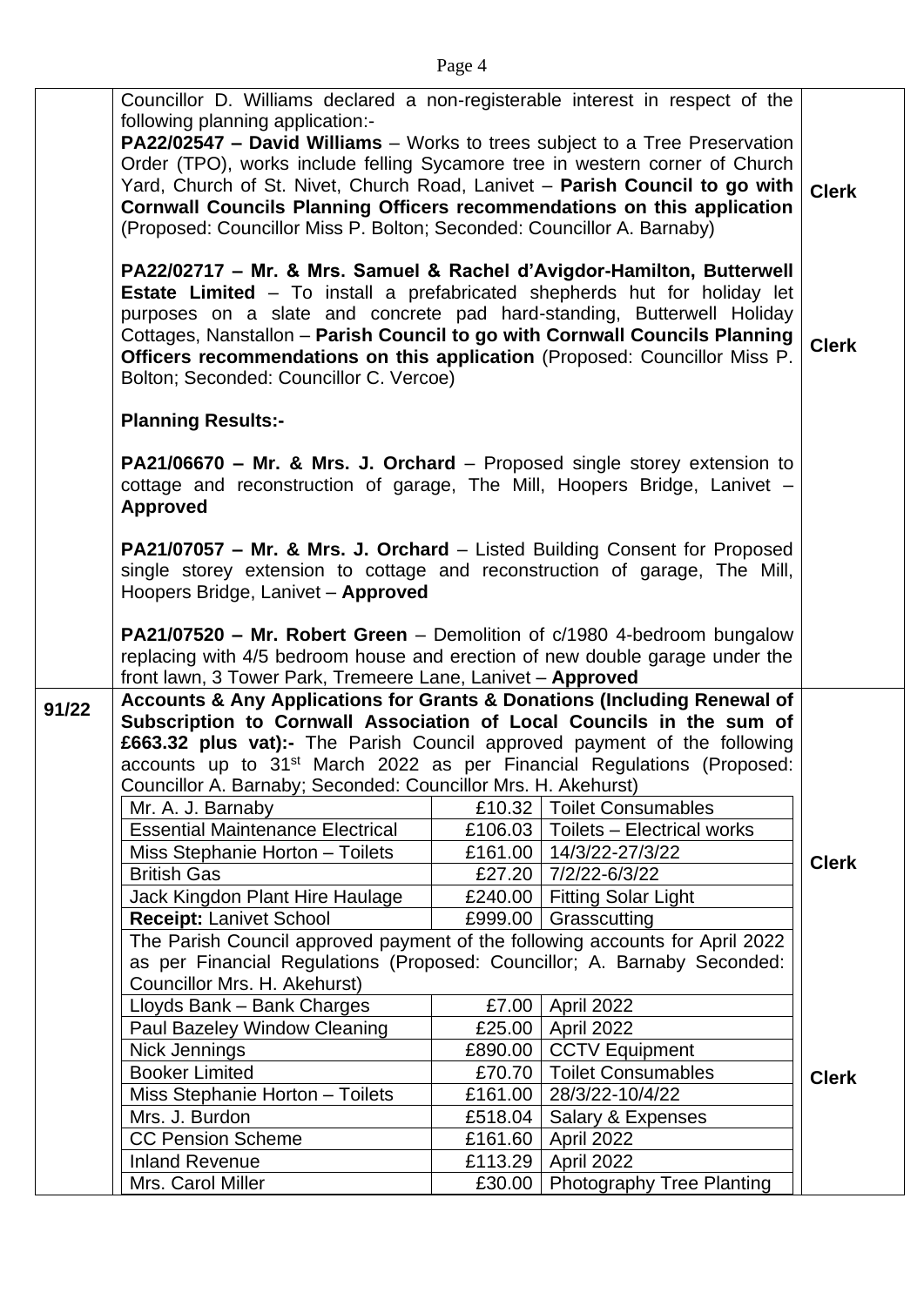| | | |
|---|---|---|
| | Councillor D. Williams declared a non-registerable interest in respect of the following planning application:-<br>**PA22/02547 – David Williams** – Works to trees subject to a Tree Preservation Order (TPO), works include felling Sycamore tree in western corner of Church Yard, Church of St. Nivet, Church Road, Lanivet – **Parish Council to go with Cornwall Councils Planning Officers recommendations on this application** (Proposed: Councillor Miss P. Bolton; Seconded: Councillor A. Barnaby) | **Clerk** |
| | **PA22/02717 – Mr. & Mrs. Samuel & Rachel d'Avigdor-Hamilton, Butterwell Estate Limited** – To install a prefabricated shepherds hut for holiday let purposes on a slate and concrete pad hard-standing, Butterwell Holiday Cottages, Nanstallon – **Parish Council to go with Cornwall Councils Planning Officers recommendations on this application** (Proposed: Councillor Miss P. Bolton; Seconded: Councillor C. Vercoe) | **Clerk** |
| | **Planning Results:-**<br><br>**PA21/06670 – Mr. & Mrs. J. Orchard** – Proposed single storey extension to cottage and reconstruction of garage, The Mill, Hoopers Bridge, Lanivet – **Approved**<br><br>**PA21/07057 – Mr. & Mrs. J. Orchard** – Listed Building Consent for Proposed single storey extension to cottage and reconstruction of garage, The Mill, Hoopers Bridge, Lanivet – **Approved**<br><br>**PA21/07520 – Mr. Robert Green** – Demolition of c/1980 4-bedroom bungalow replacing with 4/5 bedroom house and erection of new double garage under the front lawn, 3 Tower Park, Tremeere Lane, Lanivet – **Approved** | |
| **91/22** | **Accounts & Any Applications for Grants & Donations (Including Renewal of Subscription to Cornwall Association of Local Councils in the sum of £663.32 plus vat):-** The Parish Council approved payment of the following accounts up to 31st March 2022 as per Financial Regulations (Proposed: Councillor A. Barnaby; Seconded: Councillor Mrs. H. Akehurst) | |

| Payee | Amount | Details |
|---|---|---|
| Mr. A. J. Barnaby | £10.32 | Toilet Consumables |
| Essential Maintenance Electrical | £106.03 | Toilets – Electrical works |
| Miss Stephanie Horton – Toilets | £161.00 | 14/3/22-27/3/22 |
| British Gas | £27.20 | 7/2/22-6/3/22 |
| Jack Kingdon Plant Hire Haulage | £240.00 | Fitting Solar Light |
| **Receipt:** Lanivet School | £999.00 | Grasscutting |

**Clerk**

The Parish Council approved payment of the following accounts for April 2022 as per Financial Regulations (Proposed: Councillor; A. Barnaby Seconded: Councillor Mrs. H. Akehurst)

| Payee | Amount | Details |
|---|---|---|
| Lloyds Bank – Bank Charges | £7.00 | April 2022 |
| Paul Bazeley Window Cleaning | £25.00 | April 2022 |
| Nick Jennings | £890.00 | CCTV Equipment |
| Booker Limited | £70.70 | Toilet Consumables |
| Miss Stephanie Horton – Toilets | £161.00 | 28/3/22-10/4/22 |
| Mrs. J. Burdon | £518.04 | Salary & Expenses |
| CC Pension Scheme | £161.60 | April 2022 |
| Inland Revenue | £113.29 | April 2022 |
| Mrs. Carol Miller | £30.00 | Photography Tree Planting |

**Clerk**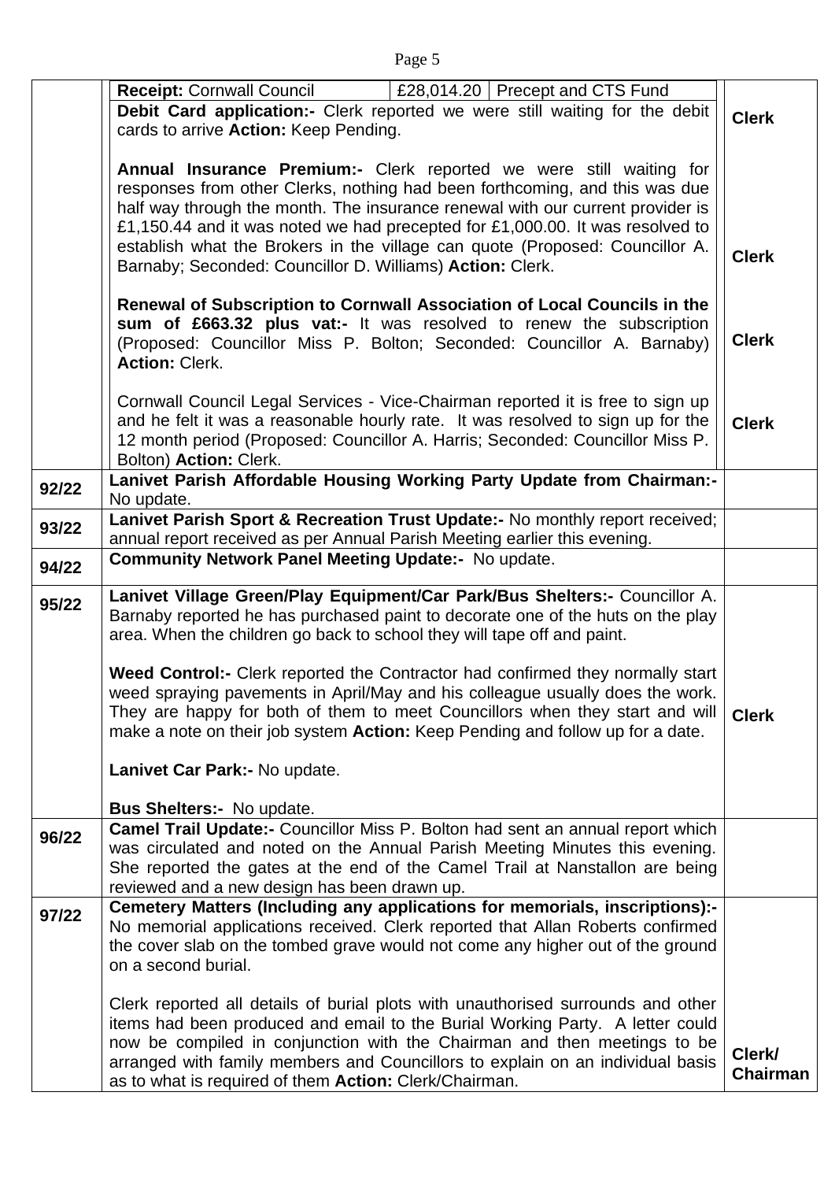| | | |
|---|---|---|
| | **Receipt:** Cornwall Council \| £28,014.20 \| Precept and CTS Fund<br><br>**Debit Card application:-** Clerk reported we were still waiting for the debit cards to arrive **Action:** Keep Pending.<br><br>**Annual Insurance Premium:-** Clerk reported we were still waiting for responses from other Clerks, nothing had been forthcoming, and this was due half way through the month. The insurance renewal with our current provider is £1,150.44 and it was noted we had precepted for £1,000.00. It was resolved to establish what the Brokers in the village can quote (Proposed: Councillor A. Barnaby; Seconded: Councillor D. Williams) **Action:** Clerk.<br><br>**Renewal of Subscription to Cornwall Association of Local Councils in the sum of £663.32 plus vat:-** It was resolved to renew the subscription (Proposed: Councillor Miss P. Bolton; Seconded: Councillor A. Barnaby) **Action:** Clerk.<br><br>Cornwall Council Legal Services - Vice-Chairman reported it is free to sign up and he felt it was a reasonable hourly rate. It was resolved to sign up for the 12 month period (Proposed: Councillor A. Harris; Seconded: Councillor Miss P. Bolton) **Action:** Clerk. | **Clerk**<br><br>**Clerk**<br><br>**Clerk**<br><br>**Clerk** |
| **92/22** | **Lanivet Parish Affordable Housing Working Party Update from Chairman:-** No update. | |
| **93/22** | **Lanivet Parish Sport & Recreation Trust Update:-** No monthly report received; annual report received as per Annual Parish Meeting earlier this evening. | |
| **94/22** | **Community Network Panel Meeting Update:-** No update. | |
| **95/22** | **Lanivet Village Green/Play Equipment/Car Park/Bus Shelters:-** Councillor A. Barnaby reported he has purchased paint to decorate one of the huts on the play area. When the children go back to school they will tape off and paint.<br><br>**Weed Control:-** Clerk reported the Contractor had confirmed they normally start weed spraying pavements in April/May and his colleague usually does the work. They are happy for both of them to meet Councillors when they start and will make a note on their job system **Action:** Keep Pending and follow up for a date.<br><br>**Lanivet Car Park:-** No update.<br><br>**Bus Shelters:-** No update. | **Clerk** |
| **96/22** | **Camel Trail Update:-** Councillor Miss P. Bolton had sent an annual report which was circulated and noted on the Annual Parish Meeting Minutes this evening. She reported the gates at the end of the Camel Trail at Nanstallon are being reviewed and a new design has been drawn up. | |
| **97/22** | **Cemetery Matters (Including any applications for memorials, inscriptions):-** No memorial applications received. Clerk reported that Allan Roberts confirmed the cover slab on the tombed grave would not come any higher out of the ground on a second burial.<br><br>Clerk reported all details of burial plots with unauthorised surrounds and other items had been produced and email to the Burial Working Party. A letter could now be compiled in conjunction with the Chairman and then meetings to be arranged with family members and Councillors to explain on an individual basis as to what is required of them **Action:** Clerk/Chairman. | **Clerk/ Chairman** |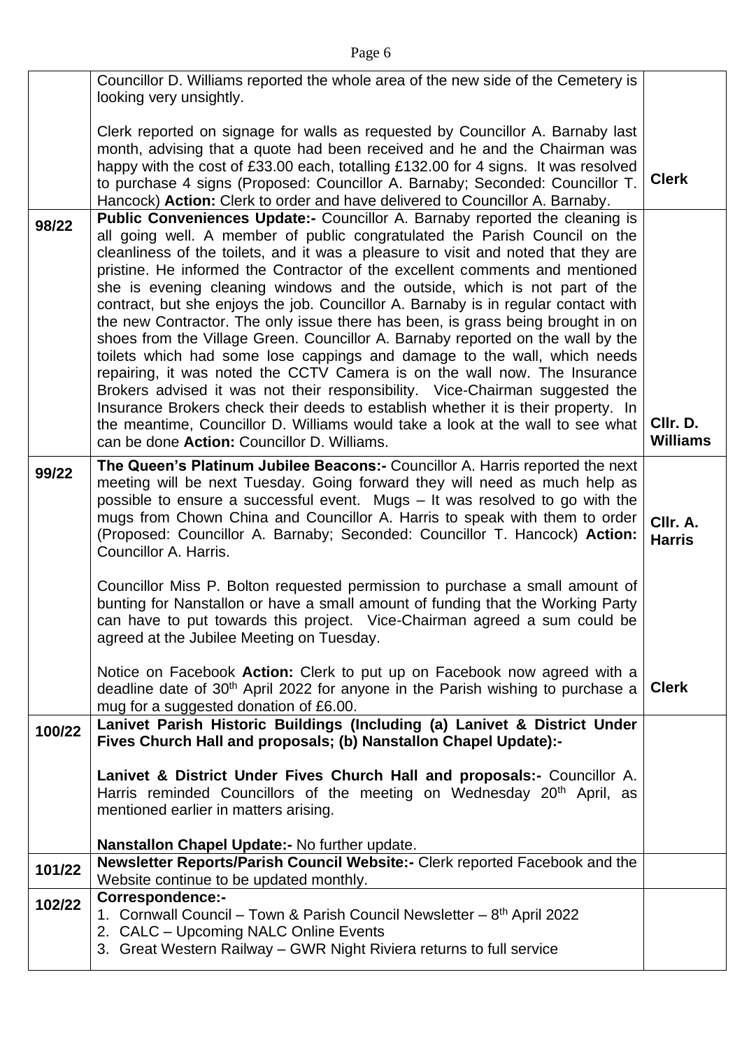| | | |
|---|---|---|
| | Councillor D. Williams reported the whole area of the new side of the Cemetery is looking very unsightly.<br><br>Clerk reported on signage for walls as requested by Councillor A. Barnaby last month, advising that a quote had been received and he and the Chairman was happy with the cost of £33.00 each, totalling £132.00 for 4 signs. It was resolved to purchase 4 signs (Proposed: Councillor A. Barnaby; Seconded: Councillor T. Hancock) **Action:** Clerk to order and have delivered to Councillor A. Barnaby. | **Clerk** |
| **98/22** | **Public Conveniences Update:-** Councillor A. Barnaby reported the cleaning is all going well. A member of public congratulated the Parish Council on the cleanliness of the toilets, and it was a pleasure to visit and noted that they are pristine. He informed the Contractor of the excellent comments and mentioned she is evening cleaning windows and the outside, which is not part of the contract, but she enjoys the job. Councillor A. Barnaby is in regular contact with the new Contractor. The only issue there has been, is grass being brought in on shoes from the Village Green. Councillor A. Barnaby reported on the wall by the toilets which had some lose cappings and damage to the wall, which needs repairing, it was noted the CCTV Camera is on the wall now. The Insurance Brokers advised it was not their responsibility. Vice-Chairman suggested the Insurance Brokers check their deeds to establish whether it is their property. In the meantime, Councillor D. Williams would take a look at the wall to see what can be done **Action:** Councillor D. Williams. | **Cllr. D. Williams** |
| **99/22** | **The Queen's Platinum Jubilee Beacons:-** Councillor A. Harris reported the next meeting will be next Tuesday. Going forward they will need as much help as possible to ensure a successful event. Mugs – It was resolved to go with the mugs from Chown China and Councillor A. Harris to speak with them to order (Proposed: Councillor A. Barnaby; Seconded: Councillor T. Hancock) **Action:** Councillor A. Harris.<br><br>Councillor Miss P. Bolton requested permission to purchase a small amount of bunting for Nanstallon or have a small amount of funding that the Working Party can have to put towards this project. Vice-Chairman agreed a sum could be agreed at the Jubilee Meeting on Tuesday.<br><br>Notice on Facebook **Action:** Clerk to put up on Facebook now agreed with a deadline date of 30th April 2022 for anyone in the Parish wishing to purchase a mug for a suggested donation of £6.00. | **Cllr. A. Harris**<br><br><br><br><br><br>**Clerk** |
| **100/22** | **Lanivet Parish Historic Buildings (Including (a) Lanivet & District Under Fives Church Hall and proposals; (b) Nanstallon Chapel Update):-**<br><br>**Lanivet & District Under Fives Church Hall and proposals:-** Councillor A. Harris reminded Councillors of the meeting on Wednesday 20th April, as mentioned earlier in matters arising.<br><br>**Nanstallon Chapel Update:-** No further update. | |
| **101/22** | **Newsletter Reports/Parish Council Website:-** Clerk reported Facebook and the Website continue to be updated monthly. | |
| **102/22** | **Correspondence:-**<br>1. Cornwall Council – Town & Parish Council Newsletter – 8th April 2022<br>2. CALC – Upcoming NALC Online Events<br>3. Great Western Railway – GWR Night Riviera returns to full service | |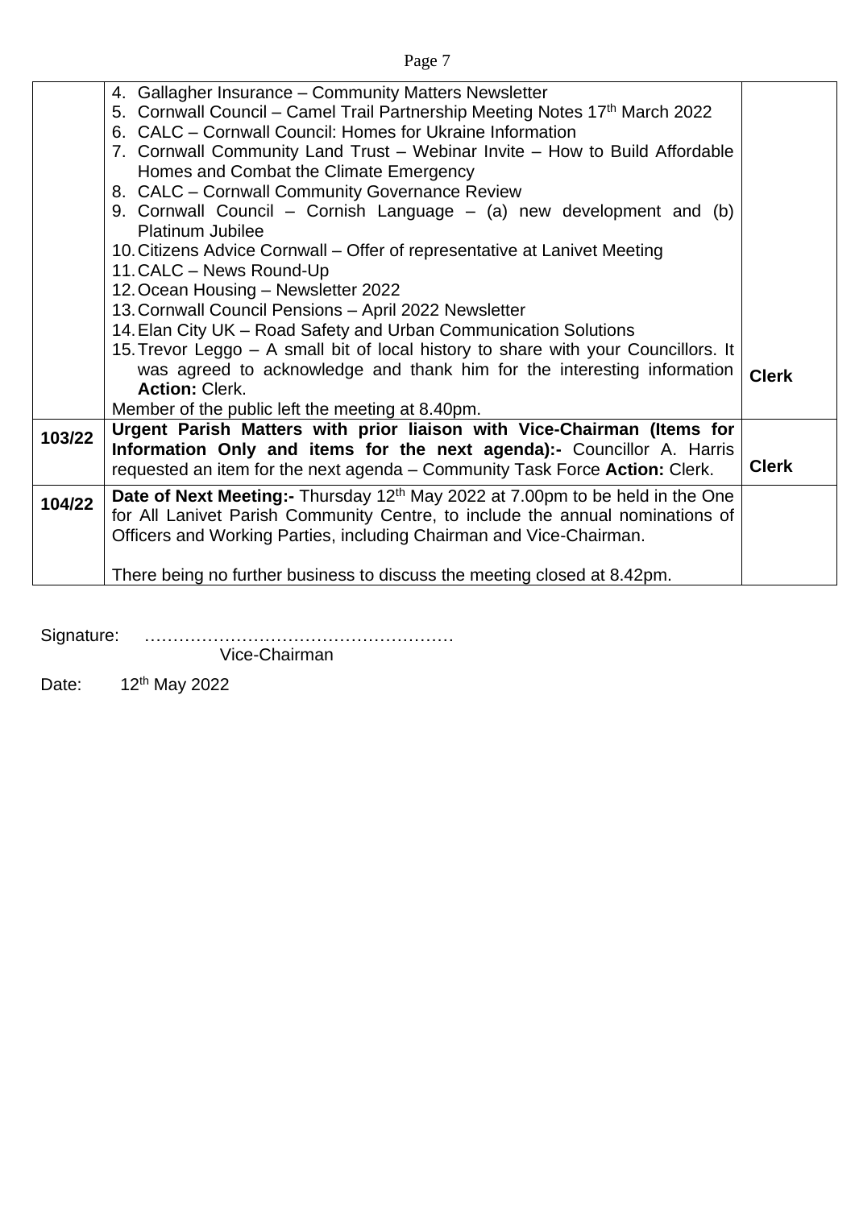| | | |
|---|---|---|
| | 4. Gallagher Insurance – Community Matters Newsletter<br>5. Cornwall Council – Camel Trail Partnership Meeting Notes 17th March 2022<br>6. CALC – Cornwall Council: Homes for Ukraine Information<br>7. Cornwall Community Land Trust – Webinar Invite – How to Build Affordable Homes and Combat the Climate Emergency<br>8. CALC – Cornwall Community Governance Review<br>9. Cornwall Council – Cornish Language – (a) new development and (b) Platinum Jubilee<br>10. Citizens Advice Cornwall – Offer of representative at Lanivet Meeting<br>11. CALC – News Round-Up<br>12. Ocean Housing – Newsletter 2022<br>13. Cornwall Council Pensions – April 2022 Newsletter<br>14. Elan City UK – Road Safety and Urban Communication Solutions<br>15. Trevor Leggo – A small bit of local history to share with your Councillors. It was agreed to acknowledge and thank him for the interesting information **Action:** Clerk.<br>Member of the public left the meeting at 8.40pm. | **Clerk** |
| **103/22** | **Urgent Parish Matters with prior liaison with Vice-Chairman (Items for Information Only and items for the next agenda):-** Councillor A. Harris requested an item for the next agenda – Community Task Force **Action:** Clerk. | **Clerk** |
| **104/22** | **Date of Next Meeting:-** Thursday 12th May 2022 at 7.00pm to be held in the One for All Lanivet Parish Community Centre, to include the annual nominations of Officers and Working Parties, including Chairman and Vice-Chairman.<br><br>There being no further business to discuss the meeting closed at 8.42pm. | |

Signature: ………………………………………………
Vice-Chairman

Date: 12th May 2022